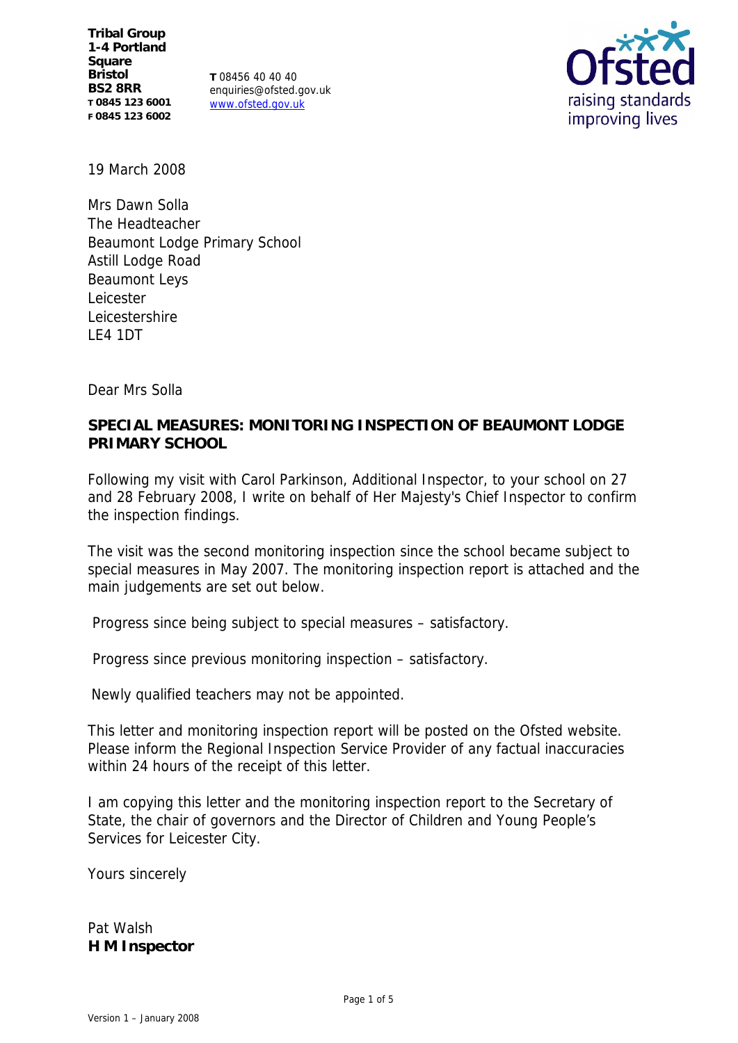**Tribal Group**
**1-4 Portland Square**
**Bristol**
**BS2 8RR**
**T 0845 123 6001**
**F 0845 123 6002**

**T** 08456 40 40 40
enquiries@ofsted.gov.uk
www.ofsted.gov.uk

Ofsted
raising standards
improving lives

19 March 2008

Mrs Dawn Solla
The Headteacher
Beaumont Lodge Primary School
Astill Lodge Road
Beaumont Leys
Leicester
Leicestershire
LE4 1DT

Dear Mrs Solla

**SPECIAL MEASURES: MONITORING INSPECTION OF BEAUMONT LODGE PRIMARY SCHOOL**

Following my visit with Carol Parkinson, Additional Inspector, to your school on 27 and 28 February 2008, I write on behalf of Her Majesty's Chief Inspector to confirm the inspection findings.

The visit was the second monitoring inspection since the school became subject to special measures in May 2007. The monitoring inspection report is attached and the main judgements are set out below.

Progress since being subject to special measures – satisfactory.

Progress since previous monitoring inspection – satisfactory.

Newly qualified teachers may not be appointed.

This letter and monitoring inspection report will be posted on the Ofsted website. Please inform the Regional Inspection Service Provider of any factual inaccuracies within 24 hours of the receipt of this letter.

I am copying this letter and the monitoring inspection report to the Secretary of State, the chair of governors and the Director of Children and Young People's Services for Leicester City.

Yours sincerely

Pat Walsh
**H M Inspector**

Version 1 – January 2008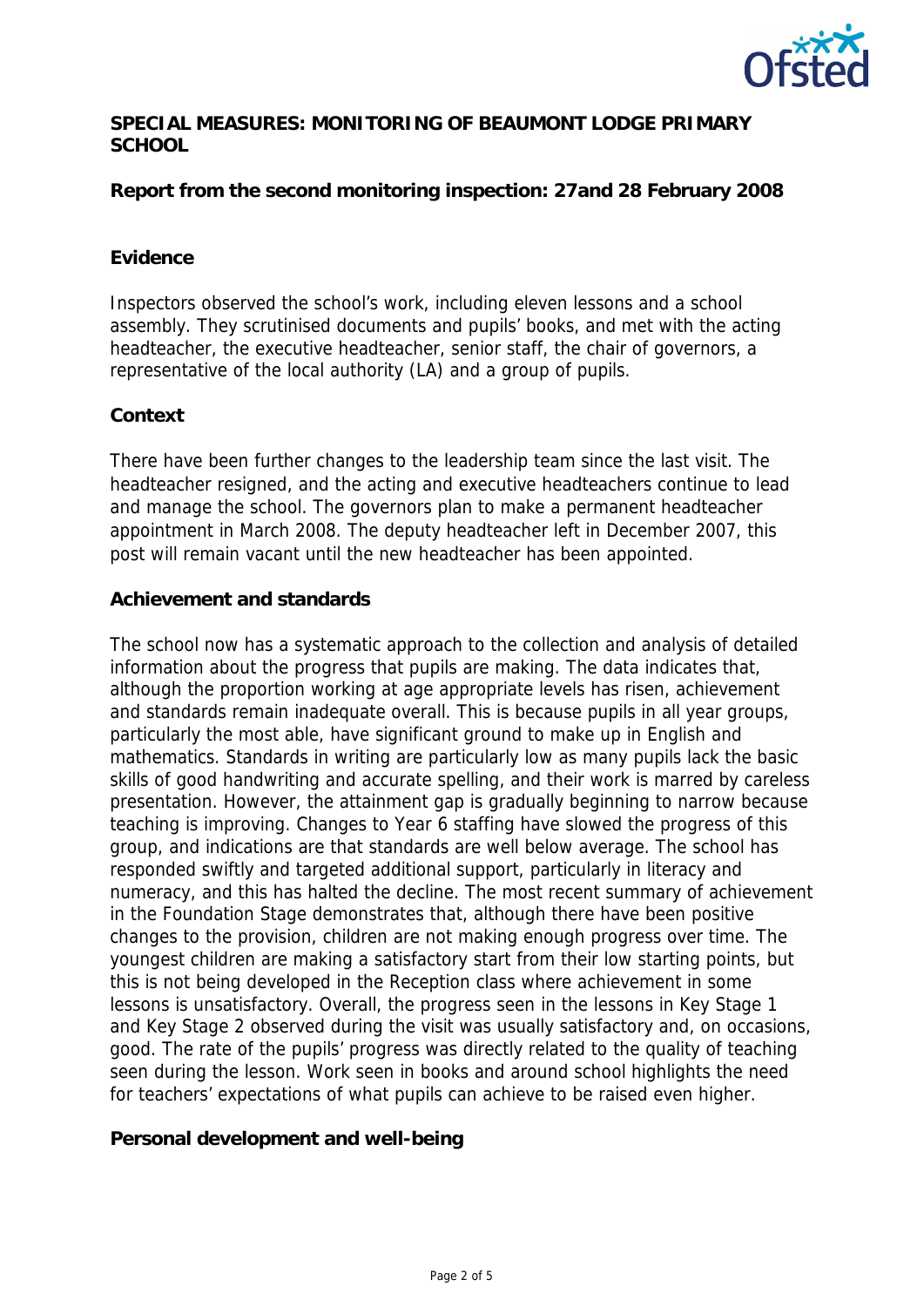**SPECIAL MEASURES: MONITORING OF BEAUMONT LODGE PRIMARY SCHOOL**

**Report from the second monitoring inspection: 27and 28 February 2008**

**Evidence**

Inspectors observed the school's work, including eleven lessons and a school assembly. They scrutinised documents and pupils' books, and met with the acting headteacher, the executive headteacher, senior staff, the chair of governors, a representative of the local authority (LA) and a group of pupils.

**Context**

There have been further changes to the leadership team since the last visit. The headteacher resigned, and the acting and executive headteachers continue to lead and manage the school. The governors plan to make a permanent headteacher appointment in March 2008. The deputy headteacher left in December 2007, this post will remain vacant until the new headteacher has been appointed.

**Achievement and standards**

The school now has a systematic approach to the collection and analysis of detailed information about the progress that pupils are making. The data indicates that, although the proportion working at age appropriate levels has risen, achievement and standards remain inadequate overall. This is because pupils in all year groups, particularly the most able, have significant ground to make up in English and mathematics. Standards in writing are particularly low as many pupils lack the basic skills of good handwriting and accurate spelling, and their work is marred by careless presentation. However, the attainment gap is gradually beginning to narrow because teaching is improving. Changes to Year 6 staffing have slowed the progress of this group, and indications are that standards are well below average. The school has responded swiftly and targeted additional support, particularly in literacy and numeracy, and this has halted the decline. The most recent summary of achievement in the Foundation Stage demonstrates that, although there have been positive changes to the provision, children are not making enough progress over time. The youngest children are making a satisfactory start from their low starting points, but this is not being developed in the Reception class where achievement in some lessons is unsatisfactory. Overall, the progress seen in the lessons in Key Stage 1 and Key Stage 2 observed during the visit was usually satisfactory and, on occasions, good. The rate of the pupils' progress was directly related to the quality of teaching seen during the lesson. Work seen in books and around school highlights the need for teachers' expectations of what pupils can achieve to be raised even higher.

**Personal development and well-being**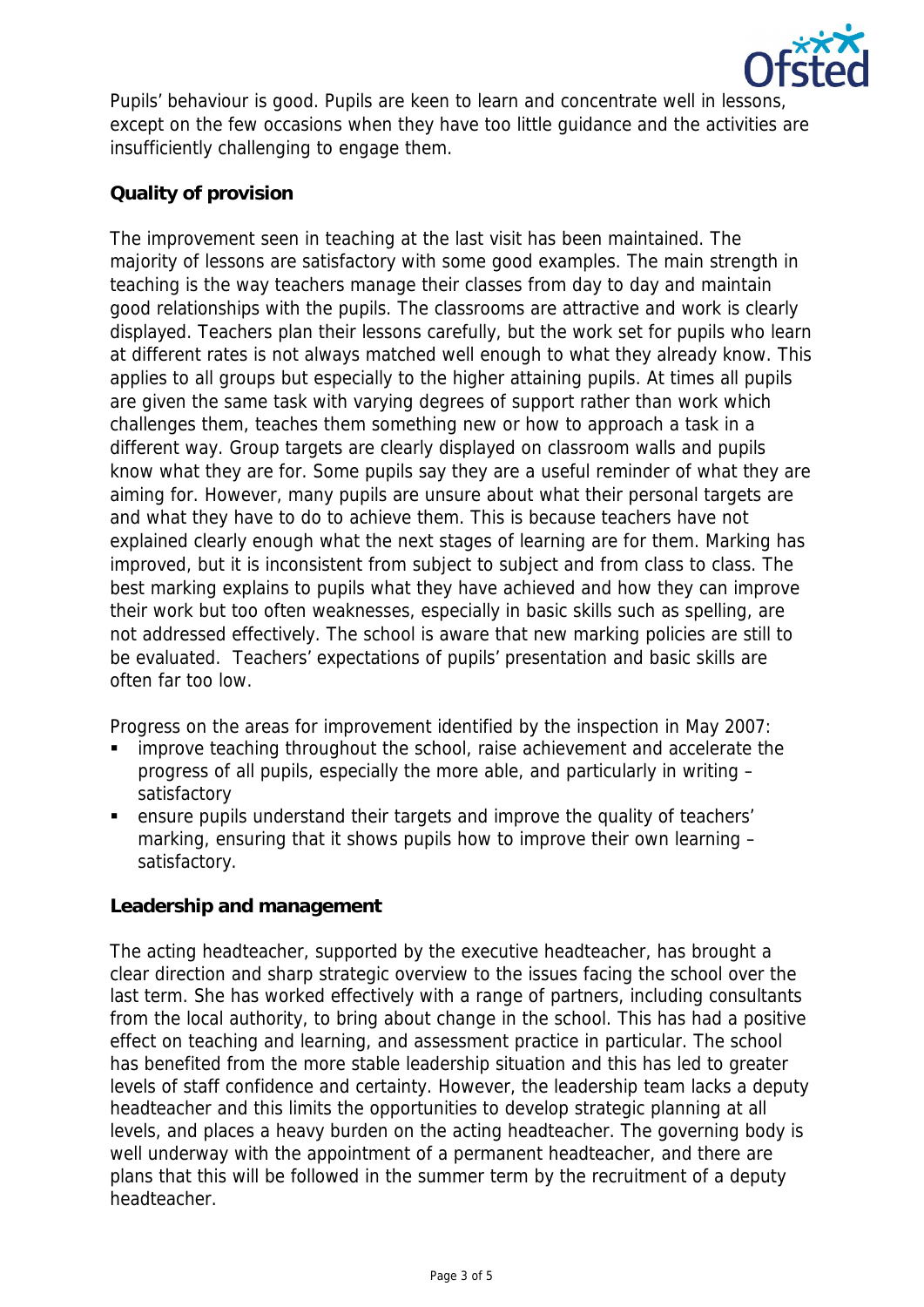Pupils' behaviour is good. Pupils are keen to learn and concentrate well in lessons, except on the few occasions when they have too little guidance and the activities are insufficiently challenging to engage them.

**Quality of provision**

The improvement seen in teaching at the last visit has been maintained. The majority of lessons are satisfactory with some good examples. The main strength in teaching is the way teachers manage their classes from day to day and maintain good relationships with the pupils. The classrooms are attractive and work is clearly displayed. Teachers plan their lessons carefully, but the work set for pupils who learn at different rates is not always matched well enough to what they already know. This applies to all groups but especially to the higher attaining pupils. At times all pupils are given the same task with varying degrees of support rather than work which challenges them, teaches them something new or how to approach a task in a different way. Group targets are clearly displayed on classroom walls and pupils know what they are for. Some pupils say they are a useful reminder of what they are aiming for. However, many pupils are unsure about what their personal targets are and what they have to do to achieve them. This is because teachers have not explained clearly enough what the next stages of learning are for them. Marking has improved, but it is inconsistent from subject to subject and from class to class. The best marking explains to pupils what they have achieved and how they can improve their work but too often weaknesses, especially in basic skills such as spelling, are not addressed effectively. The school is aware that new marking policies are still to be evaluated. Teachers' expectations of pupils' presentation and basic skills are often far too low.

Progress on the areas for improvement identified by the inspection in May 2007:

- improve teaching throughout the school, raise achievement and accelerate the progress of all pupils, especially the more able, and particularly in writing – satisfactory
- ensure pupils understand their targets and improve the quality of teachers' marking, ensuring that it shows pupils how to improve their own learning – satisfactory.

**Leadership and management**

The acting headteacher, supported by the executive headteacher, has brought a clear direction and sharp strategic overview to the issues facing the school over the last term. She has worked effectively with a range of partners, including consultants from the local authority, to bring about change in the school. This has had a positive effect on teaching and learning, and assessment practice in particular. The school has benefited from the more stable leadership situation and this has led to greater levels of staff confidence and certainty. However, the leadership team lacks a deputy headteacher and this limits the opportunities to develop strategic planning at all levels, and places a heavy burden on the acting headteacher. The governing body is well underway with the appointment of a permanent headteacher, and there are plans that this will be followed in the summer term by the recruitment of a deputy headteacher.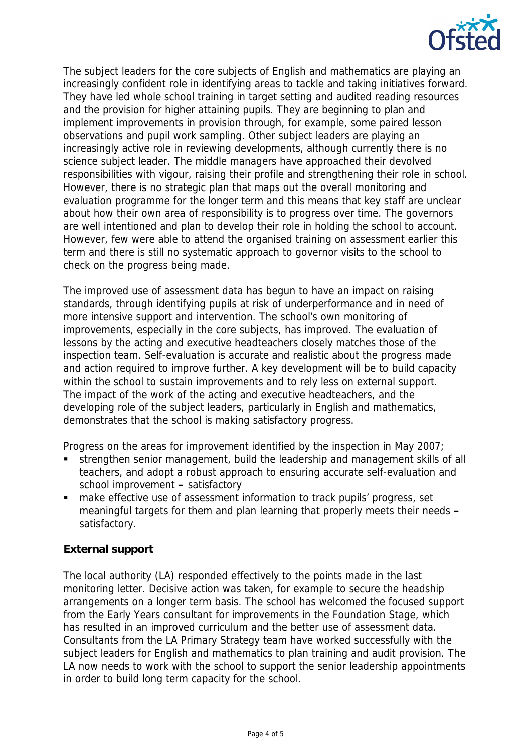The subject leaders for the core subjects of English and mathematics are playing an increasingly confident role in identifying areas to tackle and taking initiatives forward. They have led whole school training in target setting and audited reading resources and the provision for higher attaining pupils. They are beginning to plan and implement improvements in provision through, for example, some paired lesson observations and pupil work sampling. Other subject leaders are playing an increasingly active role in reviewing developments, although currently there is no science subject leader. The middle managers have approached their devolved responsibilities with vigour, raising their profile and strengthening their role in school. However, there is no strategic plan that maps out the overall monitoring and evaluation programme for the longer term and this means that key staff are unclear about how their own area of responsibility is to progress over time. The governors are well intentioned and plan to develop their role in holding the school to account. However, few were able to attend the organised training on assessment earlier this term and there is still no systematic approach to governor visits to the school to check on the progress being made.

The improved use of assessment data has begun to have an impact on raising standards, through identifying pupils at risk of underperformance and in need of more intensive support and intervention. The school's own monitoring of improvements, especially in the core subjects, has improved. The evaluation of lessons by the acting and executive headteachers closely matches those of the inspection team. Self-evaluation is accurate and realistic about the progress made and action required to improve further. A key development will be to build capacity within the school to sustain improvements and to rely less on external support. The impact of the work of the acting and executive headteachers, and the developing role of the subject leaders, particularly in English and mathematics, demonstrates that the school is making satisfactory progress.

Progress on the areas for improvement identified by the inspection in May 2007;

- strengthen senior management, build the leadership and management skills of all teachers, and adopt a robust approach to ensuring accurate self-evaluation and school improvement – satisfactory
- make effective use of assessment information to track pupils' progress, set meaningful targets for them and plan learning that properly meets their needs – satisfactory.

**External support**

The local authority (LA) responded effectively to the points made in the last monitoring letter. Decisive action was taken, for example to secure the headship arrangements on a longer term basis. The school has welcomed the focused support from the Early Years consultant for improvements in the Foundation Stage, which has resulted in an improved curriculum and the better use of assessment data. Consultants from the LA Primary Strategy team have worked successfully with the subject leaders for English and mathematics to plan training and audit provision. The LA now needs to work with the school to support the senior leadership appointments in order to build long term capacity for the school.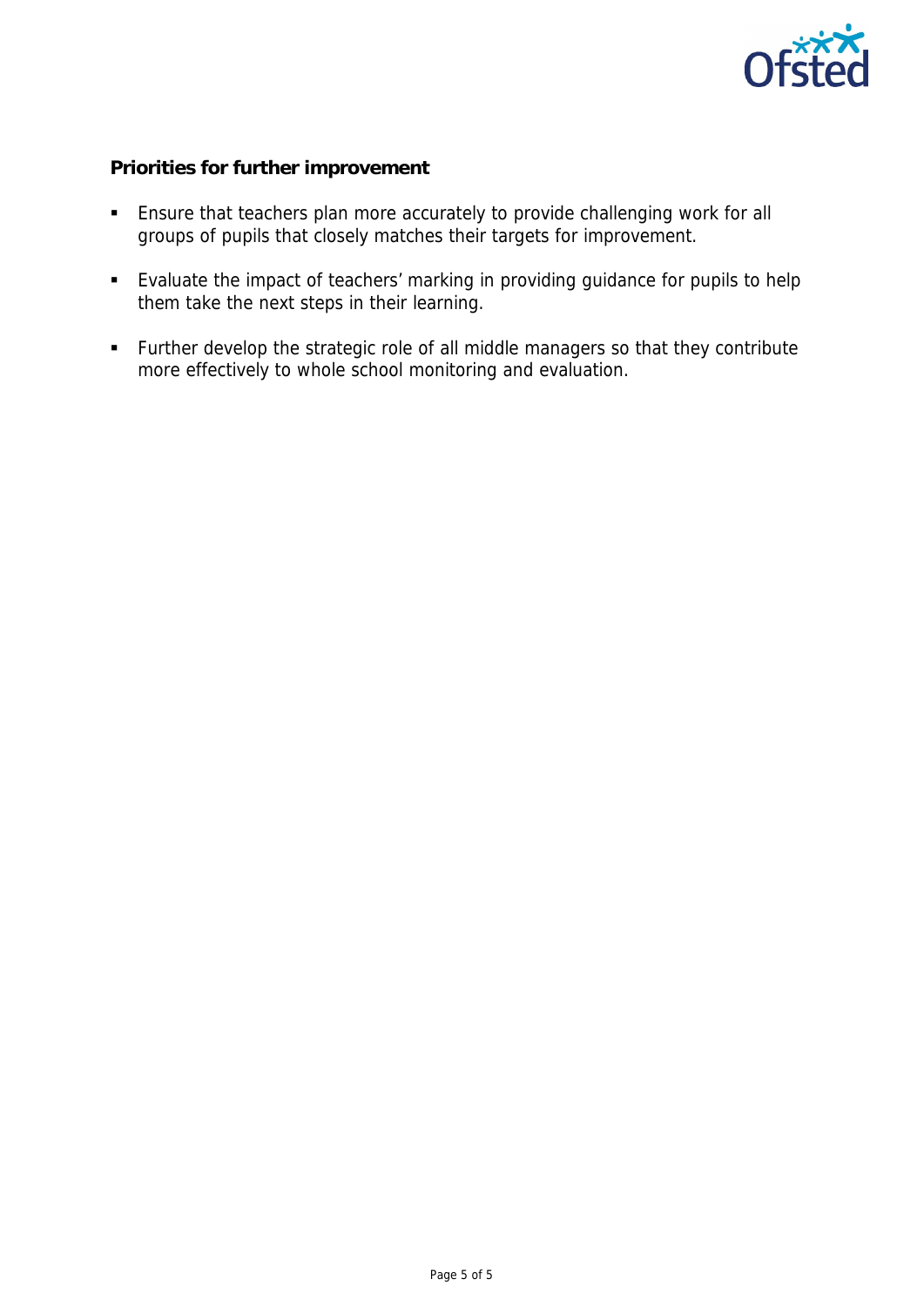**Priorities for further improvement**

- Ensure that teachers plan more accurately to provide challenging work for all groups of pupils that closely matches their targets for improvement.
- Evaluate the impact of teachers' marking in providing guidance for pupils to help them take the next steps in their learning.
- Further develop the strategic role of all middle managers so that they contribute more effectively to whole school monitoring and evaluation.